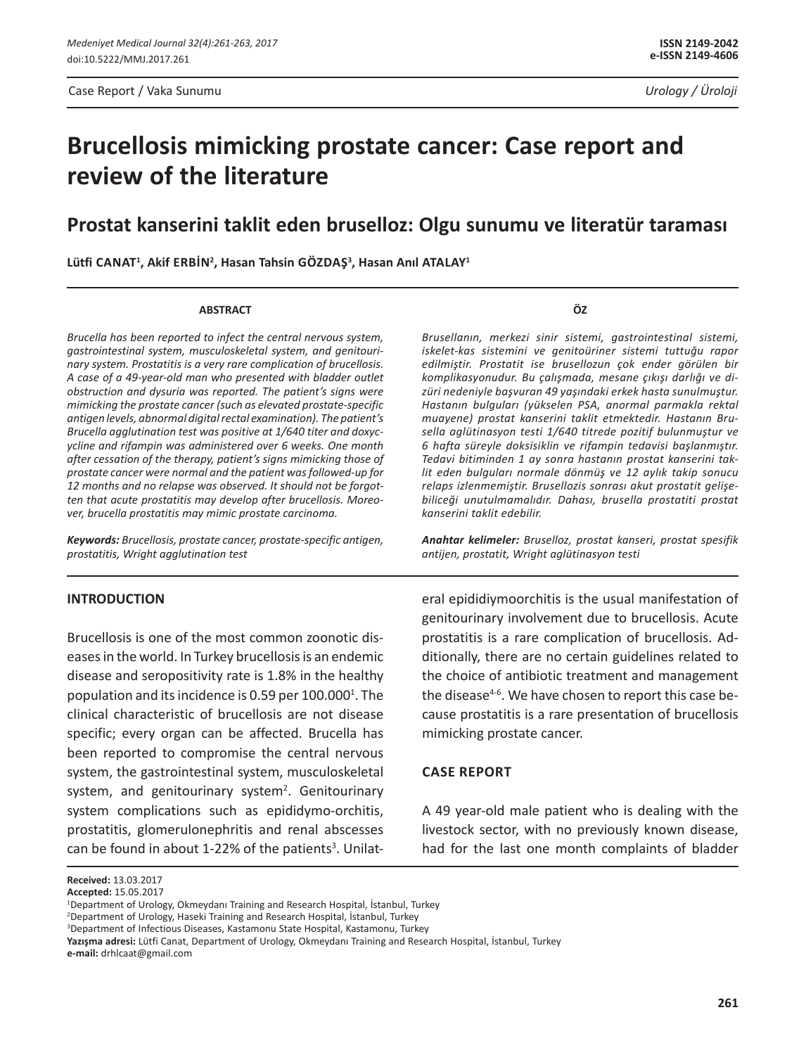Case Report / Vaka Sunumu

Urology / Üroloji

# Brucellosis mimicking prostate cancer: Case report and review of the literature

## Prostat kanserini taklit eden bruselloz: Olgu sunumu ve literatür taraması

**Lütfi CANAT[1], Akif ERBİN[2], Hasan Tahsin GÖZDAŞ[3], Hasan Anıl ATALAY[1]**

### ABSTRACT

*Brucella has been reported to infect the central nervous system, gastrointestinal system, musculoskeletal system, and genitourinary system. Prostatitis is a very rare complication of brucellosis. A case of a 49-year-old man who presented with bladder outlet obstruction and dysuria was reported. The patient's signs were mimicking the prostate cancer (such as elevated prostate-specific antigen levels, abnormal digital rectal examination). The patient's Brucella agglutination test was positive at 1/640 titer and doxycycline and rifampin was administered over 6 weeks. One month after cessation of the therapy, patient's signs mimicking those of prostate cancer were normal and the patient was followed-up for 12 months and no relapse was observed. It should not be forgotten that acute prostatitis may develop after brucellosis. Moreover, brucella prostatitis may mimic prostate carcinoma.*

***Keywords:*** *Brucellosis, prostate cancer, prostate-specific antigen, prostatitis, Wright agglutination test*

### ÖZ

*Brusellanın, merkezi sinir sistemi, gastrointestinal sistemi, iskelet-kas sistemini ve genitoüriner sistemi tuttuğu rapor edilmiştir. Prostatit ise brusellozun çok ender görülen bir komplikasyonudur. Bu çalışmada, mesane çıkışı darlığı ve dizüri nedeniyle başvuran 49 yaşındaki erkek hasta sunulmuştur. Hastanın bulguları (yükselen PSA, anormal parmakla rektal muayene) prostat kanserini taklit etmektedir. Hastanın Brusella aglütinasyon testi 1/640 titrede pozitif bulunmuştur ve 6 hafta süreyle doksisiklin ve rifampin tedavisi başlanmıştır. Tedavi bitiminden 1 ay sonra hastanın prostat kanserini taklit eden bulguları normale dönmüş ve 12 aylık takip sonucu relaps izlenmemiştir. Brusellozis sonrası akut prostatit gelişebileceği unutulmamalıdır. Dahası, brusella prostatiti prostat kanserini taklit edebilir.*

***Anahtar kelimeler:*** *Bruselloz, prostat kanseri, prostat spesifik antijen, prostatit, Wright aglütinasyon testi*

## INTRODUCTION

Brucellosis is one of the most common zoonotic diseases in the world. In Turkey brucellosis is an endemic disease and seropositivity rate is 1.8% in the healthy population and its incidence is 0.59 per 100.000[1]. The clinical characteristic of brucellosis are not disease specific; every organ can be affected. Brucella has been reported to compromise the central nervous system, the gastrointestinal system, musculoskeletal system, and genitourinary system[2]. Genitourinary system complications such as epididymo-orchitis, prostatitis, glomerulonephritis and renal abscesses can be found in about 1-22% of the patients[3]. Unilateral epididiymoorchitis is the usual manifestation of genitourinary involvement due to brucellosis. Acute prostatitis is a rare complication of brucellosis. Additionally, there are no certain guidelines related to the choice of antibiotic treatment and management the disease[4-6]. We have chosen to report this case because prostatitis is a rare presentation of brucellosis mimicking prostate cancer.

## CASE REPORT

A 49 year-old male patient who is dealing with the livestock sector, with no previously known disease, had for the last one month complaints of bladder

**Received:** 13.03.2017
**Accepted:** 15.05.2017
[1]Department of Urology, Okmeydanı Training and Research Hospital, İstanbul, Turkey
[2]Department of Urology, Haseki Training and Research Hospital, İstanbul, Turkey
[3]Department of Infectious Diseases, Kastamonu State Hospital, Kastamonu, Turkey
**Yazışma adresi:** Lütfi Canat, Department of Urology, Okmeydanı Training and Research Hospital, İstanbul, Turkey
**e-mail:** drhlcaat@gmail.com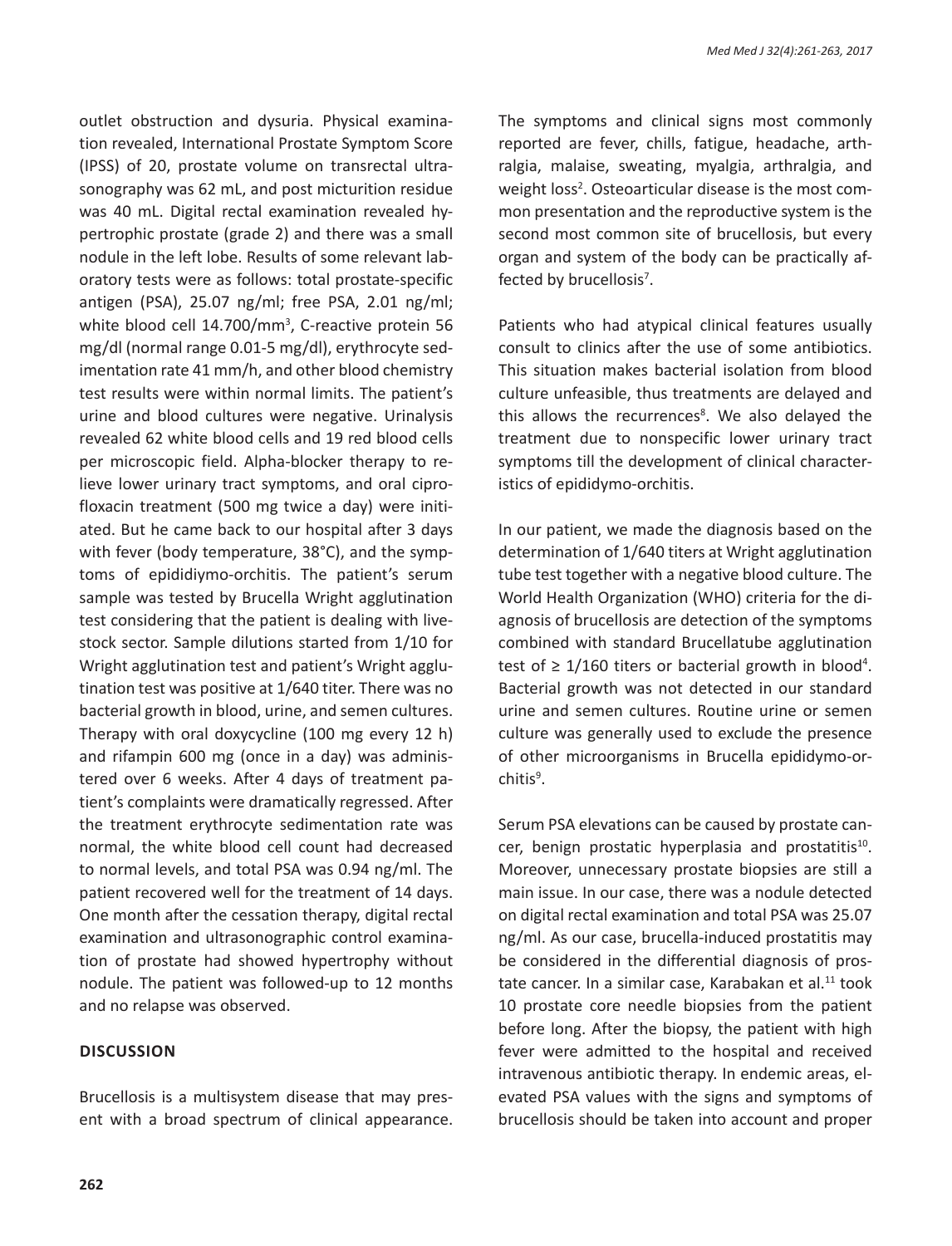outlet obstruction and dysuria. Physical examination revealed, International Prostate Symptom Score (IPSS) of 20, prostate volume on transrectal ultrasonography was 62 mL, and post micturition residue was 40 mL. Digital rectal examination revealed hypertrophic prostate (grade 2) and there was a small nodule in the left lobe. Results of some relevant laboratory tests were as follows: total prostate-specific antigen (PSA), 25.07 ng/ml; free PSA, 2.01 ng/ml; white blood cell 14.700/mm$^3$, C-reactive protein 56 mg/dl (normal range 0.01-5 mg/dl), erythrocyte sedimentation rate 41 mm/h, and other blood chemistry test results were within normal limits. The patient's urine and blood cultures were negative. Urinalysis revealed 62 white blood cells and 19 red blood cells per microscopic field. Alpha-blocker therapy to relieve lower urinary tract symptoms, and oral ciprofloxacin treatment (500 mg twice a day) were initiated. But he came back to our hospital after 3 days with fever (body temperature, 38°C), and the symptoms of epididiymo-orchitis. The patient's serum sample was tested by Brucella Wright agglutination test considering that the patient is dealing with livestock sector. Sample dilutions started from 1/10 for Wright agglutination test and patient's Wright agglutination test was positive at 1/640 titer. There was no bacterial growth in blood, urine, and semen cultures. Therapy with oral doxycycline (100 mg every 12 h) and rifampin 600 mg (once in a day) was administered over 6 weeks. After 4 days of treatment patient's complaints were dramatically regressed. After the treatment erythrocyte sedimentation rate was normal, the white blood cell count had decreased to normal levels, and total PSA was 0.94 ng/ml. The patient recovered well for the treatment of 14 days. One month after the cessation therapy, digital rectal examination and ultrasonographic control examination of prostate had showed hypertrophy without nodule. The patient was followed-up to 12 months and no relapse was observed.

## DISCUSSION

Brucellosis is a multisystem disease that may present with a broad spectrum of clinical appearance. The symptoms and clinical signs most commonly reported are fever, chills, fatigue, headache, arthralgia, malaise, sweating, myalgia, arthralgia, and weight loss[2]. Osteoarticular disease is the most common presentation and the reproductive system is the second most common site of brucellosis, but every organ and system of the body can be practically affected by brucellosis[7].

Patients who had atypical clinical features usually consult to clinics after the use of some antibiotics. This situation makes bacterial isolation from blood culture unfeasible, thus treatments are delayed and this allows the recurrences[8]. We also delayed the treatment due to nonspecific lower urinary tract symptoms till the development of clinical characteristics of epididymo-orchitis.

In our patient, we made the diagnosis based on the determination of 1/640 titers at Wright agglutination tube test together with a negative blood culture. The World Health Organization (WHO) criteria for the diagnosis of brucellosis are detection of the symptoms combined with standard Brucellatube agglutination test of ≥ 1/160 titers or bacterial growth in blood[4]. Bacterial growth was not detected in our standard urine and semen cultures. Routine urine or semen culture was generally used to exclude the presence of other microorganisms in Brucella epididymo-orchitis[9].

Serum PSA elevations can be caused by prostate cancer, benign prostatic hyperplasia and prostatitis[10]. Moreover, unnecessary prostate biopsies are still a main issue. In our case, there was a nodule detected on digital rectal examination and total PSA was 25.07 ng/ml. As our case, brucella-induced prostatitis may be considered in the differential diagnosis of prostate cancer. In a similar case, Karabakan et al.[11] took 10 prostate core needle biopsies from the patient before long. After the biopsy, the patient with high fever were admitted to the hospital and received intravenous antibiotic therapy. In endemic areas, elevated PSA values with the signs and symptoms of brucellosis should be taken into account and proper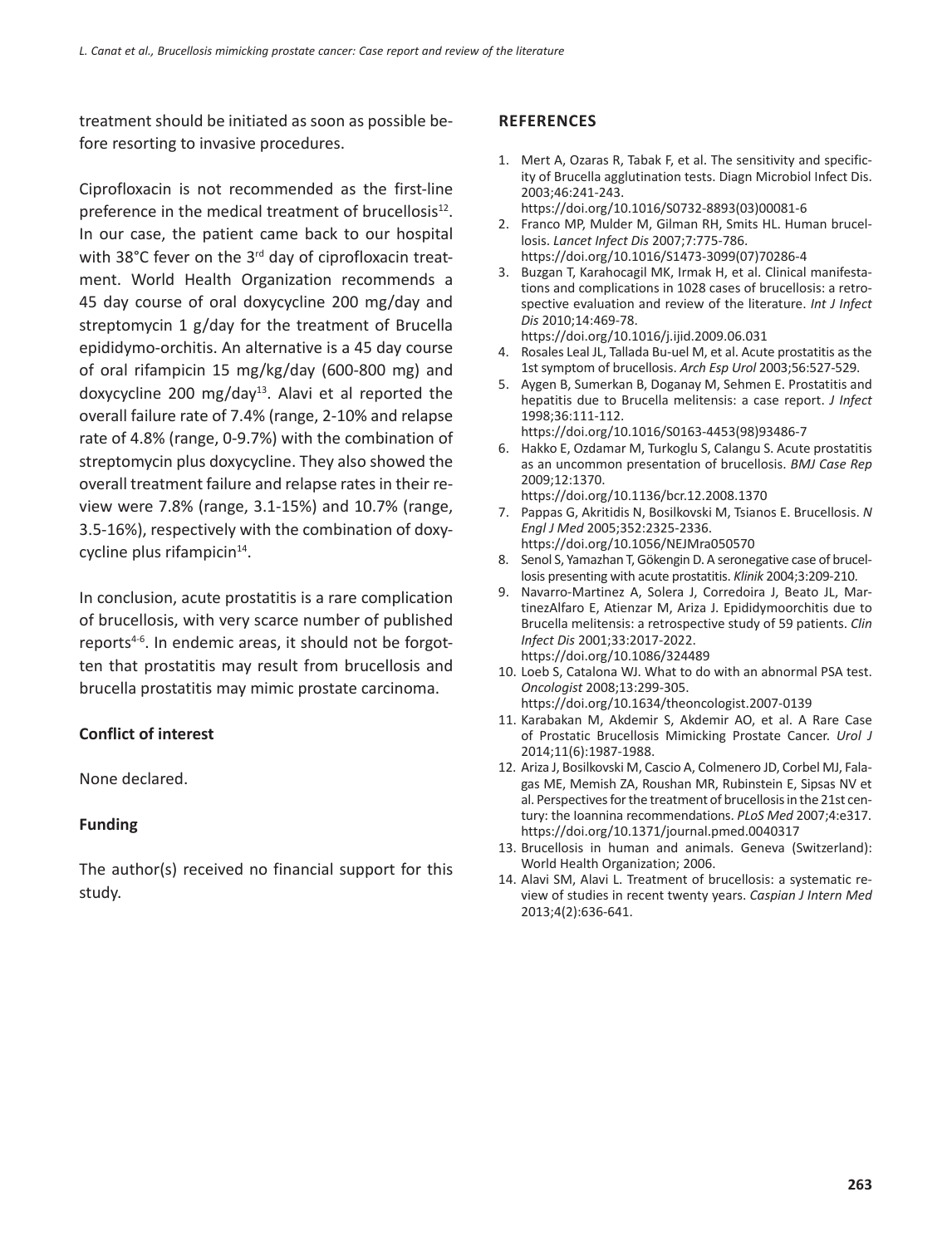treatment should be initiated as soon as possible before resorting to invasive procedures.

Ciprofloxacin is not recommended as the first-line preference in the medical treatment of brucellosis[12]. In our case, the patient came back to our hospital with 38°C fever on the 3rd day of ciprofloxacin treatment. World Health Organization recommends a 45 day course of oral doxycycline 200 mg/day and streptomycin 1 g/day for the treatment of Brucella epididymo-orchitis. An alternative is a 45 day course of oral rifampicin 15 mg/kg/day (600-800 mg) and doxycycline 200 mg/day[13]. Alavi et al reported the overall failure rate of 7.4% (range, 2-10% and relapse rate of 4.8% (range, 0-9.7%) with the combination of streptomycin plus doxycycline. They also showed the overall treatment failure and relapse rates in their review were 7.8% (range, 3.1-15%) and 10.7% (range, 3.5-16%), respectively with the combination of doxycycline plus rifampicin[14].

In conclusion, acute prostatitis is a rare complication of brucellosis, with very scarce number of published reports[4-6]. In endemic areas, it should not be forgotten that prostatitis may result from brucellosis and brucella prostatitis may mimic prostate carcinoma.

### Conflict of interest

None declared.

### Funding

The author(s) received no financial support for this study.

## REFERENCES

1. Mert A, Ozaras R, Tabak F, et al. The sensitivity and specificity of Brucella agglutination tests. Diagn Microbiol Infect Dis. 2003;46:241-243. https://doi.org/10.1016/S0732-8893(03)00081-6
2. Franco MP, Mulder M, Gilman RH, Smits HL. Human brucellosis. *Lancet Infect Dis* 2007;7:775-786. https://doi.org/10.1016/S1473-3099(07)70286-4
3. Buzgan T, Karahocagil MK, Irmak H, et al. Clinical manifestations and complications in 1028 cases of brucellosis: a retrospective evaluation and review of the literature. *Int J Infect Dis* 2010;14:469-78. https://doi.org/10.1016/j.ijid.2009.06.031
4. Rosales Leal JL, Tallada Bu-uel M, et al. Acute prostatitis as the 1st symptom of brucellosis. *Arch Esp Urol* 2003;56:527-529.
5. Aygen B, Sumerkan B, Doganay M, Sehmen E. Prostatitis and hepatitis due to Brucella melitensis: a case report. *J Infect* 1998;36:111-112. https://doi.org/10.1016/S0163-4453(98)93486-7
6. Hakko E, Ozdamar M, Turkoglu S, Calangu S. Acute prostatitis as an uncommon presentation of brucellosis. *BMJ Case Rep* 2009;12:1370. https://doi.org/10.1136/bcr.12.2008.1370
7. Pappas G, Akritidis N, Bosilkovski M, Tsianos E. Brucellosis. *N Engl J Med* 2005;352:2325-2336. https://doi.org/10.1056/NEJMra050570
8. Senol S, Yamazhan T, Gökengin D. A seronegative case of brucellosis presenting with acute prostatitis. *Klinik* 2004;3:209-210.
9. Navarro-Martinez A, Solera J, Corredoira J, Beato JL, MartinezAlfaro E, Atienzar M, Ariza J. Epididymoorchitis due to Brucella melitensis: a retrospective study of 59 patients. *Clin Infect Dis* 2001;33:2017-2022. https://doi.org/10.1086/324489
10. Loeb S, Catalona WJ. What to do with an abnormal PSA test. *Oncologist* 2008;13:299-305. https://doi.org/10.1634/theoncologist.2007-0139
11. Karabakan M, Akdemir S, Akdemir AO, et al. A Rare Case of Prostatic Brucellosis Mimicking Prostate Cancer. *Urol J* 2014;11(6):1987-1988.
12. Ariza J, Bosilkovski M, Cascio A, Colmenero JD, Corbel MJ, Falagas ME, Memish ZA, Roushan MR, Rubinstein E, Sipsas NV et al. Perspectives for the treatment of brucellosis in the 21st century: the Ioannina recommendations. *PLoS Med* 2007;4:e317. https://doi.org/10.1371/journal.pmed.0040317
13. Brucellosis in human and animals. Geneva (Switzerland): World Health Organization; 2006.
14. Alavi SM, Alavi L. Treatment of brucellosis: a systematic review of studies in recent twenty years. *Caspian J Intern Med* 2013;4(2):636-641.